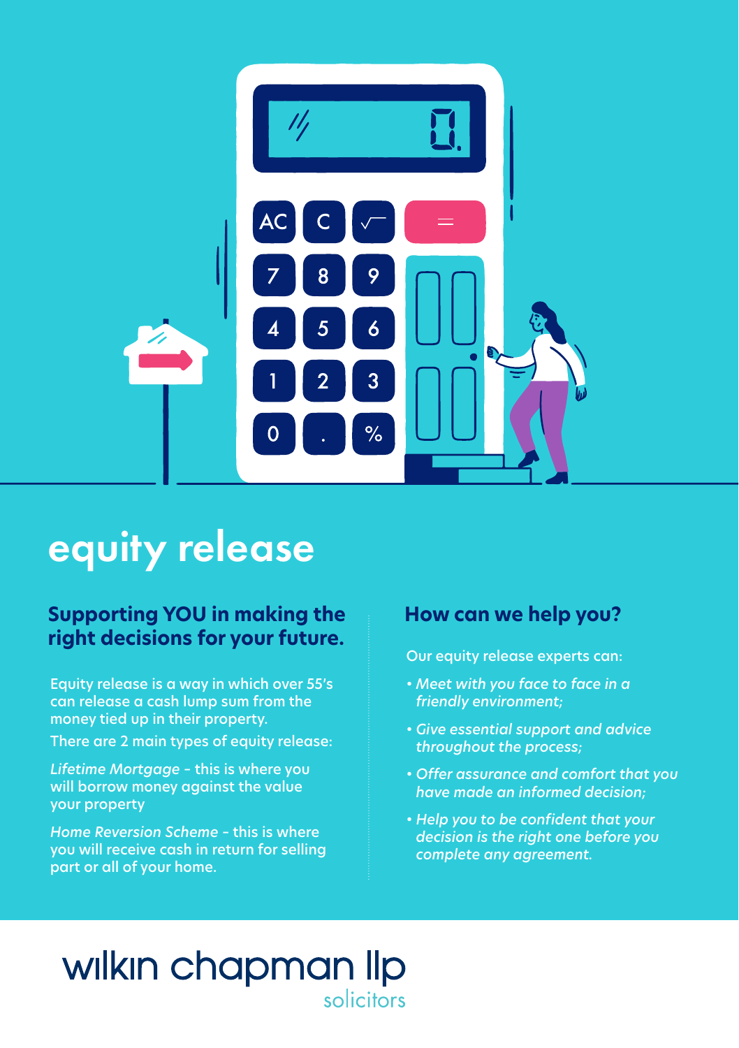# equity release

## Supporting YOU in making the right decisions for your future.

Equity release is a way in which over 55's can release a cash lump sum from the money tied up in their property.

There are 2 main types of equity release:

*Lifetime Mortgage* - this is where you will borrow money against the value your property

*Home Reversion Scheme* - this is where you will receive cash in return for selling part or all of your home.

## How can we help you?

Our equity release experts can:

- *Meet with you face to face in a friendly environment;*
- *Give essential support and advice throughout the process;*
- *Offer assurance and comfort that you have made an informed decision;*
- *Help you to be confident that your decision is the right one before you complete any agreement.*

wilkin chapman llp
solicitors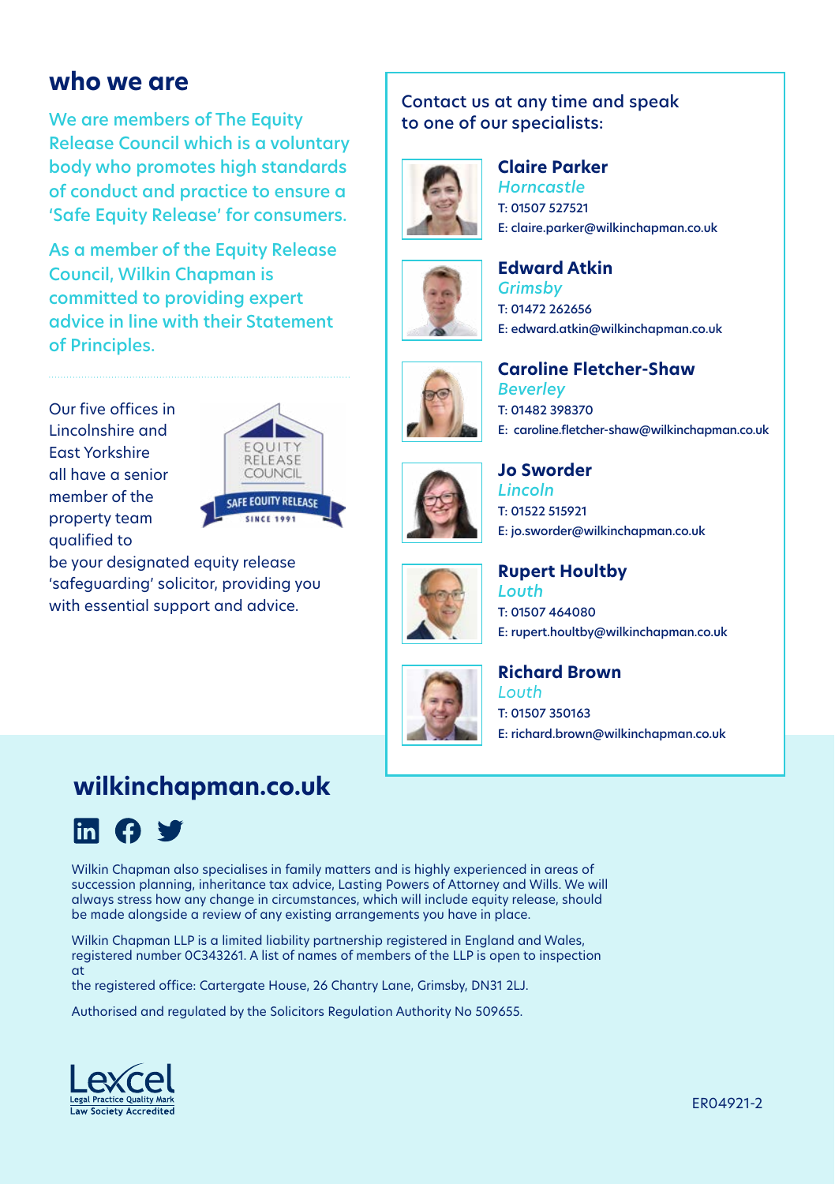## who we are

We are members of The Equity Release Council which is a voluntary body who promotes high standards of conduct and practice to ensure a 'Safe Equity Release' for consumers.

As a member of the Equity Release Council, Wilkin Chapman is committed to providing expert advice in line with their Statement of Principles.

Our five offices in Lincolnshire and East Yorkshire all have a senior member of the property team qualified to be your designated equity release 'safeguarding' solicitor, providing you with essential support and advice.

EQUITY RELEASE COUNCIL
SAFE EQUITY RELEASE
SINCE 1991

Contact us at any time and speak to one of our specialists:

**Claire Parker**
*Horncastle*
T: 01507 527521
E: claire.parker@wilkinchapman.co.uk

**Edward Atkin**
*Grimsby*
T: 01472 262656
E: edward.atkin@wilkinchapman.co.uk

**Caroline Fletcher-Shaw**
*Beverley*
T: 01482 398370
E: caroline.fletcher-shaw@wilkinchapman.co.uk

**Jo Sworder**
*Lincoln*
T: 01522 515921
E: jo.sworder@wilkinchapman.co.uk

**Rupert Houltby**
*Louth*
T: 01507 464080
E: rupert.houltby@wilkinchapman.co.uk

**Richard Brown**
*Louth*
T: 01507 350163
E: richard.brown@wilkinchapman.co.uk

## wilkinchapman.co.uk

Wilkin Chapman also specialises in family matters and is highly experienced in areas of succession planning, inheritance tax advice, Lasting Powers of Attorney and Wills. We will always stress how any change in circumstances, which will include equity release, should be made alongside a review of any existing arrangements you have in place.

Wilkin Chapman LLP is a limited liability partnership registered in England and Wales, registered number 0C343261. A list of names of members of the LLP is open to inspection at
the registered office: Cartergate House, 26 Chantry Lane, Grimsby, DN31 2LJ.

Authorised and regulated by the Solicitors Regulation Authority No 509655.

Lexcel
Legal Practice Quality Mark
Law Society Accredited

ER04921-2